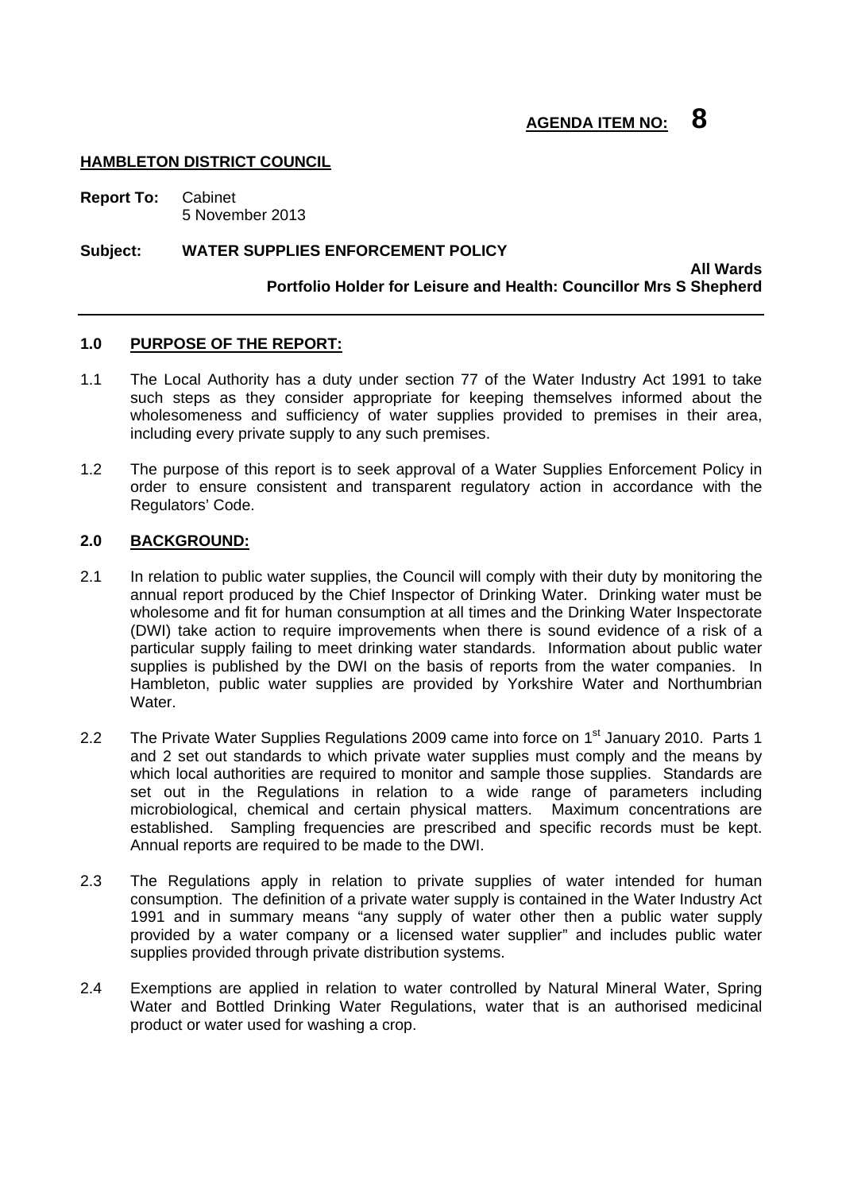**AGENDA ITEM NO: 8**

**HAMBLETON DISTRICT COUNCIL**

**Report To:** Cabinet
5 November 2013

**Subject: WATER SUPPLIES ENFORCEMENT POLICY**

**All Wards**
**Portfolio Holder for Leisure and Health: Councillor Mrs S Shepherd**

---

## 1.0 PURPOSE OF THE REPORT:

1.1 The Local Authority has a duty under section 77 of the Water Industry Act 1991 to take such steps as they consider appropriate for keeping themselves informed about the wholesomeness and sufficiency of water supplies provided to premises in their area, including every private supply to any such premises.

1.2 The purpose of this report is to seek approval of a Water Supplies Enforcement Policy in order to ensure consistent and transparent regulatory action in accordance with the Regulators' Code.

## 2.0 BACKGROUND:

2.1 In relation to public water supplies, the Council will comply with their duty by monitoring the annual report produced by the Chief Inspector of Drinking Water. Drinking water must be wholesome and fit for human consumption at all times and the Drinking Water Inspectorate (DWI) take action to require improvements when there is sound evidence of a risk of a particular supply failing to meet drinking water standards. Information about public water supplies is published by the DWI on the basis of reports from the water companies. In Hambleton, public water supplies are provided by Yorkshire Water and Northumbrian Water.

2.2 The Private Water Supplies Regulations 2009 came into force on 1st January 2010. Parts 1 and 2 set out standards to which private water supplies must comply and the means by which local authorities are required to monitor and sample those supplies. Standards are set out in the Regulations in relation to a wide range of parameters including microbiological, chemical and certain physical matters. Maximum concentrations are established. Sampling frequencies are prescribed and specific records must be kept. Annual reports are required to be made to the DWI.

2.3 The Regulations apply in relation to private supplies of water intended for human consumption. The definition of a private water supply is contained in the Water Industry Act 1991 and in summary means "any supply of water other then a public water supply provided by a water company or a licensed water supplier" and includes public water supplies provided through private distribution systems.

2.4 Exemptions are applied in relation to water controlled by Natural Mineral Water, Spring Water and Bottled Drinking Water Regulations, water that is an authorised medicinal product or water used for washing a crop.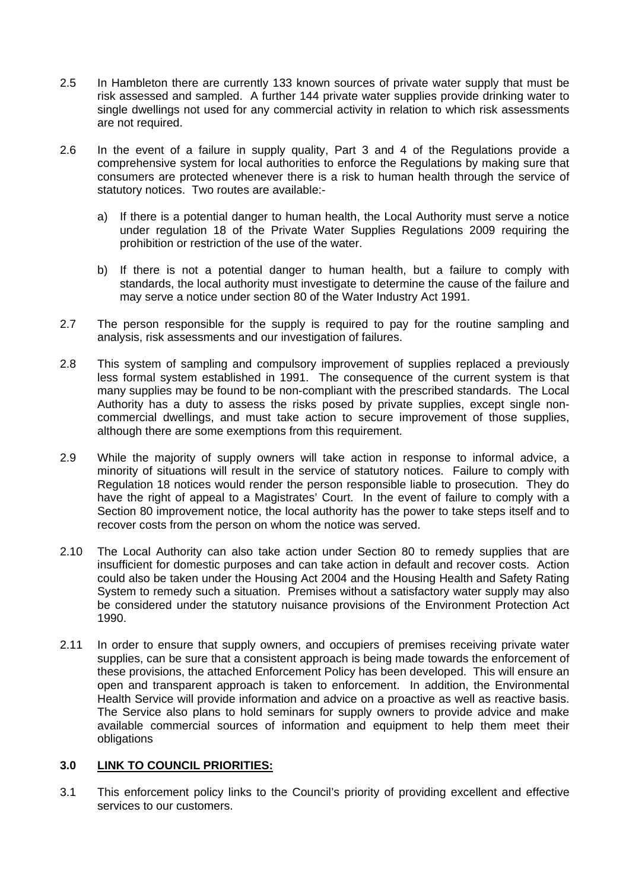2.5 In Hambleton there are currently 133 known sources of private water supply that must be risk assessed and sampled. A further 144 private water supplies provide drinking water to single dwellings not used for any commercial activity in relation to which risk assessments are not required.

2.6 In the event of a failure in supply quality, Part 3 and 4 of the Regulations provide a comprehensive system for local authorities to enforce the Regulations by making sure that consumers are protected whenever there is a risk to human health through the service of statutory notices. Two routes are available:-

a) If there is a potential danger to human health, the Local Authority must serve a notice under regulation 18 of the Private Water Supplies Regulations 2009 requiring the prohibition or restriction of the use of the water.

b) If there is not a potential danger to human health, but a failure to comply with standards, the local authority must investigate to determine the cause of the failure and may serve a notice under section 80 of the Water Industry Act 1991.

2.7 The person responsible for the supply is required to pay for the routine sampling and analysis, risk assessments and our investigation of failures.

2.8 This system of sampling and compulsory improvement of supplies replaced a previously less formal system established in 1991. The consequence of the current system is that many supplies may be found to be non-compliant with the prescribed standards. The Local Authority has a duty to assess the risks posed by private supplies, except single non-commercial dwellings, and must take action to secure improvement of those supplies, although there are some exemptions from this requirement.

2.9 While the majority of supply owners will take action in response to informal advice, a minority of situations will result in the service of statutory notices. Failure to comply with Regulation 18 notices would render the person responsible liable to prosecution. They do have the right of appeal to a Magistrates' Court. In the event of failure to comply with a Section 80 improvement notice, the local authority has the power to take steps itself and to recover costs from the person on whom the notice was served.

2.10 The Local Authority can also take action under Section 80 to remedy supplies that are insufficient for domestic purposes and can take action in default and recover costs. Action could also be taken under the Housing Act 2004 and the Housing Health and Safety Rating System to remedy such a situation. Premises without a satisfactory water supply may also be considered under the statutory nuisance provisions of the Environment Protection Act 1990.

2.11 In order to ensure that supply owners, and occupiers of premises receiving private water supplies, can be sure that a consistent approach is being made towards the enforcement of these provisions, the attached Enforcement Policy has been developed. This will ensure an open and transparent approach is taken to enforcement. In addition, the Environmental Health Service will provide information and advice on a proactive as well as reactive basis. The Service also plans to hold seminars for supply owners to provide advice and make available commercial sources of information and equipment to help them meet their obligations

## 3.0 LINK TO COUNCIL PRIORITIES:

3.1 This enforcement policy links to the Council's priority of providing excellent and effective services to our customers.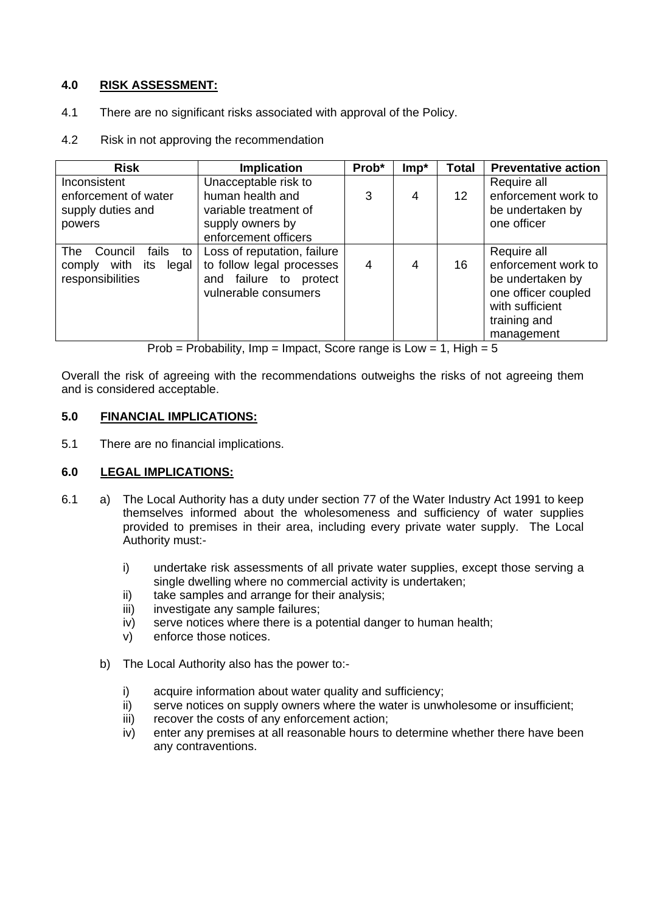## 4.0 RISK ASSESSMENT:

4.1 There are no significant risks associated with approval of the Policy.

4.2 Risk in not approving the recommendation

| Risk | Implication | Prob* | Imp* | Total | Preventative action |
|---|---|---|---|---|---|
| Inconsistent enforcement of water supply duties and powers | Unacceptable risk to human health and variable treatment of supply owners by enforcement officers | 3 | 4 | 12 | Require all enforcement work to be undertaken by one officer |
| The Council fails to comply with its legal responsibilities | Loss of reputation, failure to follow legal processes and failure to protect vulnerable consumers | 4 | 4 | 16 | Require all enforcement work to be undertaken by one officer coupled with sufficient training and management |

Prob = Probability, Imp = Impact, Score range is Low = 1, High = 5

Overall the risk of agreeing with the recommendations outweighs the risks of not agreeing them and is considered acceptable.

## 5.0 FINANCIAL IMPLICATIONS:

5.1 There are no financial implications.

## 6.0 LEGAL IMPLICATIONS:

6.1 a) The Local Authority has a duty under section 77 of the Water Industry Act 1991 to keep themselves informed about the wholesomeness and sufficiency of water supplies provided to premises in their area, including every private water supply. The Local Authority must:-

i) undertake risk assessments of all private water supplies, except those serving a single dwelling where no commercial activity is undertaken;
ii) take samples and arrange for their analysis;
iii) investigate any sample failures;
iv) serve notices where there is a potential danger to human health;
v) enforce those notices.

b) The Local Authority also has the power to:-

i) acquire information about water quality and sufficiency;
ii) serve notices on supply owners where the water is unwholesome or insufficient;
iii) recover the costs of any enforcement action;
iv) enter any premises at all reasonable hours to determine whether there have been any contraventions.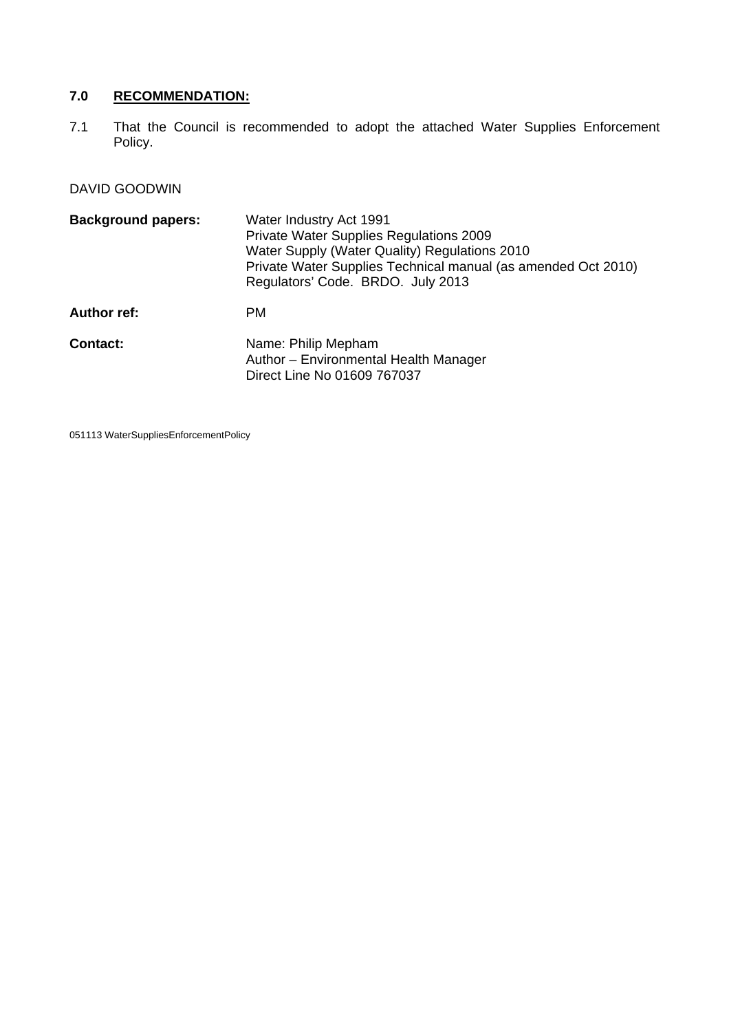## 7.0 RECOMMENDATION:

7.1 That the Council is recommended to adopt the attached Water Supplies Enforcement Policy.

DAVID GOODWIN

| | |
|---|---|
| **Background papers:** | Water Industry Act 1991<br>Private Water Supplies Regulations 2009<br>Water Supply (Water Quality) Regulations 2010<br>Private Water Supplies Technical manual (as amended Oct 2010)<br>Regulators' Code. BRDO. July 2013 |
| **Author ref:** | PM |
| **Contact:** | Name: Philip Mepham<br>Author – Environmental Health Manager<br>Direct Line No 01609 767037 |

051113 WaterSuppliesEnforcementPolicy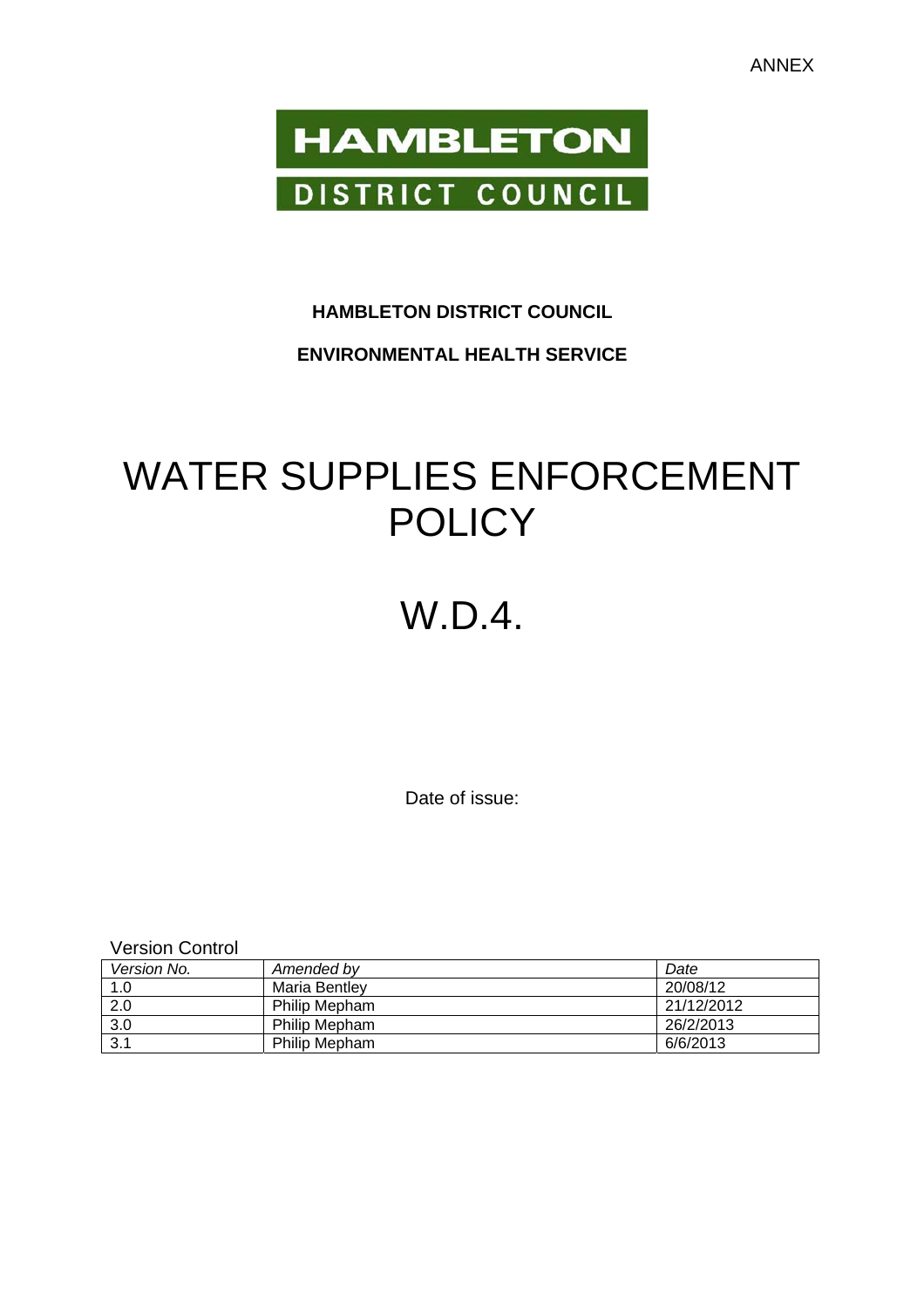ANNEX

**HAMBLETON**

**DISTRICT COUNCIL**

**HAMBLETON DISTRICT COUNCIL**

**ENVIRONMENTAL HEALTH SERVICE**

# WATER SUPPLIES ENFORCEMENT POLICY

# W.D.4.

Date of issue:

Version Control

| *Version No.* | *Amended by* | *Date* |
|---|---|---|
| 1.0 | Maria Bentley | 20/08/12 |
| 2.0 | Philip Mepham | 21/12/2012 |
| 3.0 | Philip Mepham | 26/2/2013 |
| 3.1 | Philip Mepham | 6/6/2013 |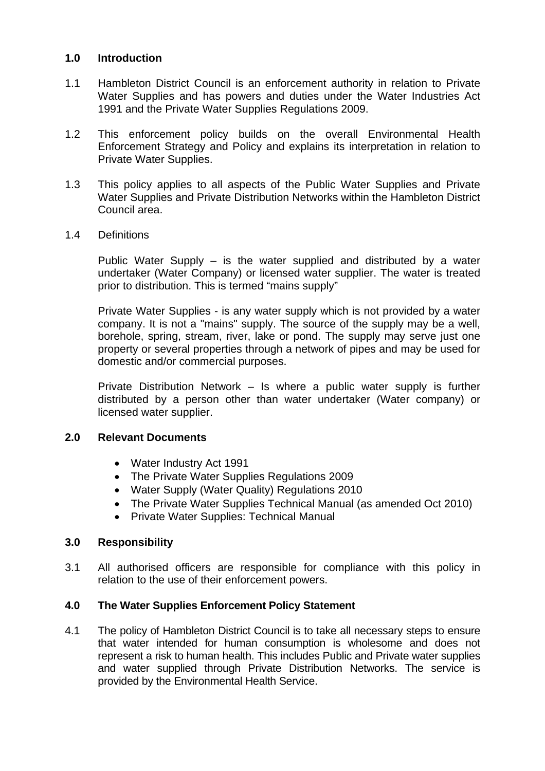## 1.0 Introduction

1.1 Hambleton District Council is an enforcement authority in relation to Private Water Supplies and has powers and duties under the Water Industries Act 1991 and the Private Water Supplies Regulations 2009.

1.2 This enforcement policy builds on the overall Environmental Health Enforcement Strategy and Policy and explains its interpretation in relation to Private Water Supplies.

1.3 This policy applies to all aspects of the Public Water Supplies and Private Water Supplies and Private Distribution Networks within the Hambleton District Council area.

1.4 Definitions

Public Water Supply – is the water supplied and distributed by a water undertaker (Water Company) or licensed water supplier. The water is treated prior to distribution. This is termed "mains supply"

Private Water Supplies - is any water supply which is not provided by a water company. It is not a "mains" supply. The source of the supply may be a well, borehole, spring, stream, river, lake or pond. The supply may serve just one property or several properties through a network of pipes and may be used for domestic and/or commercial purposes.

Private Distribution Network – Is where a public water supply is further distributed by a person other than water undertaker (Water company) or licensed water supplier.

## 2.0 Relevant Documents

- Water Industry Act 1991
- The Private Water Supplies Regulations 2009
- Water Supply (Water Quality) Regulations 2010
- The Private Water Supplies Technical Manual (as amended Oct 2010)
- Private Water Supplies: Technical Manual

## 3.0 Responsibility

3.1 All authorised officers are responsible for compliance with this policy in relation to the use of their enforcement powers.

## 4.0 The Water Supplies Enforcement Policy Statement

4.1 The policy of Hambleton District Council is to take all necessary steps to ensure that water intended for human consumption is wholesome and does not represent a risk to human health. This includes Public and Private water supplies and water supplied through Private Distribution Networks. The service is provided by the Environmental Health Service.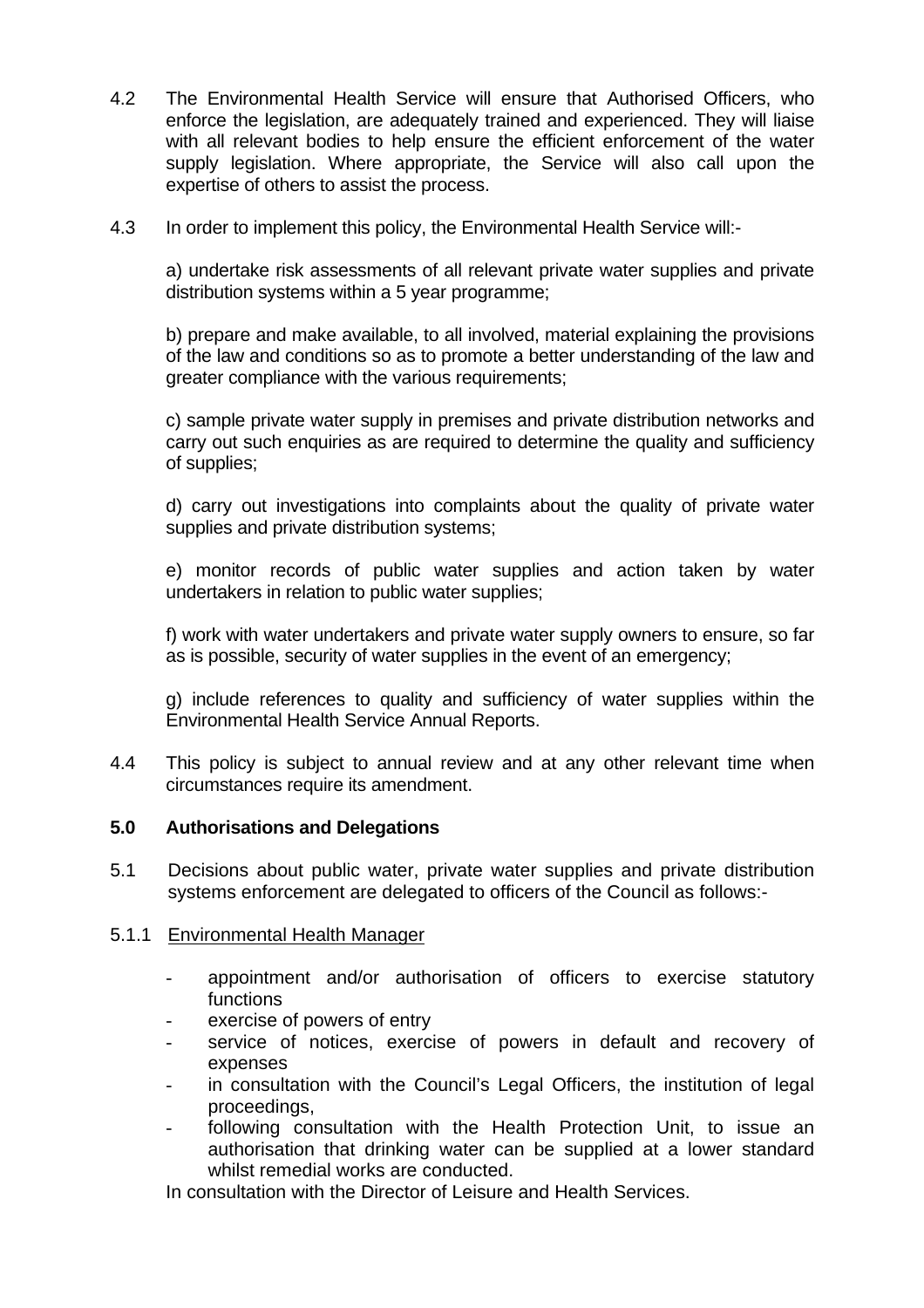4.2 The Environmental Health Service will ensure that Authorised Officers, who enforce the legislation, are adequately trained and experienced. They will liaise with all relevant bodies to help ensure the efficient enforcement of the water supply legislation. Where appropriate, the Service will also call upon the expertise of others to assist the process.

4.3 In order to implement this policy, the Environmental Health Service will:-

a) undertake risk assessments of all relevant private water supplies and private distribution systems within a 5 year programme;

b) prepare and make available, to all involved, material explaining the provisions of the law and conditions so as to promote a better understanding of the law and greater compliance with the various requirements;

c) sample private water supply in premises and private distribution networks and carry out such enquiries as are required to determine the quality and sufficiency of supplies;

d) carry out investigations into complaints about the quality of private water supplies and private distribution systems;

e) monitor records of public water supplies and action taken by water undertakers in relation to public water supplies;

f) work with water undertakers and private water supply owners to ensure, so far as is possible, security of water supplies in the event of an emergency;

g) include references to quality and sufficiency of water supplies within the Environmental Health Service Annual Reports.

4.4 This policy is subject to annual review and at any other relevant time when circumstances require its amendment.

## 5.0 Authorisations and Delegations

5.1 Decisions about public water, private water supplies and private distribution systems enforcement are delegated to officers of the Council as follows:-

5.1.1 Environmental Health Manager

- appointment and/or authorisation of officers to exercise statutory functions
- exercise of powers of entry
- service of notices, exercise of powers in default and recovery of expenses
- in consultation with the Council's Legal Officers, the institution of legal proceedings,
- following consultation with the Health Protection Unit, to issue an authorisation that drinking water can be supplied at a lower standard whilst remedial works are conducted.

In consultation with the Director of Leisure and Health Services.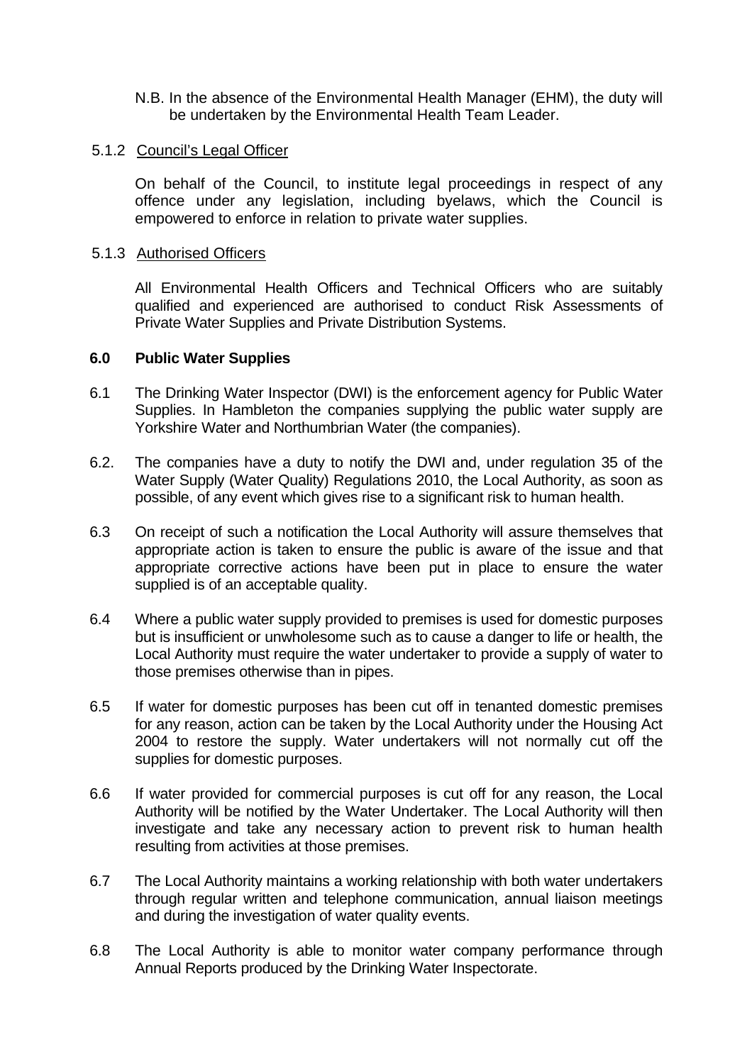N.B. In the absence of the Environmental Health Manager (EHM), the duty will be undertaken by the Environmental Health Team Leader.

5.1.2 Council's Legal Officer

On behalf of the Council, to institute legal proceedings in respect of any offence under any legislation, including byelaws, which the Council is empowered to enforce in relation to private water supplies.

5.1.3 Authorised Officers

All Environmental Health Officers and Technical Officers who are suitably qualified and experienced are authorised to conduct Risk Assessments of Private Water Supplies and Private Distribution Systems.

## 6.0 Public Water Supplies

6.1 The Drinking Water Inspector (DWI) is the enforcement agency for Public Water Supplies. In Hambleton the companies supplying the public water supply are Yorkshire Water and Northumbrian Water (the companies).

6.2. The companies have a duty to notify the DWI and, under regulation 35 of the Water Supply (Water Quality) Regulations 2010, the Local Authority, as soon as possible, of any event which gives rise to a significant risk to human health.

6.3 On receipt of such a notification the Local Authority will assure themselves that appropriate action is taken to ensure the public is aware of the issue and that appropriate corrective actions have been put in place to ensure the water supplied is of an acceptable quality.

6.4 Where a public water supply provided to premises is used for domestic purposes but is insufficient or unwholesome such as to cause a danger to life or health, the Local Authority must require the water undertaker to provide a supply of water to those premises otherwise than in pipes.

6.5 If water for domestic purposes has been cut off in tenanted domestic premises for any reason, action can be taken by the Local Authority under the Housing Act 2004 to restore the supply. Water undertakers will not normally cut off the supplies for domestic purposes.

6.6 If water provided for commercial purposes is cut off for any reason, the Local Authority will be notified by the Water Undertaker. The Local Authority will then investigate and take any necessary action to prevent risk to human health resulting from activities at those premises.

6.7 The Local Authority maintains a working relationship with both water undertakers through regular written and telephone communication, annual liaison meetings and during the investigation of water quality events.

6.8 The Local Authority is able to monitor water company performance through Annual Reports produced by the Drinking Water Inspectorate.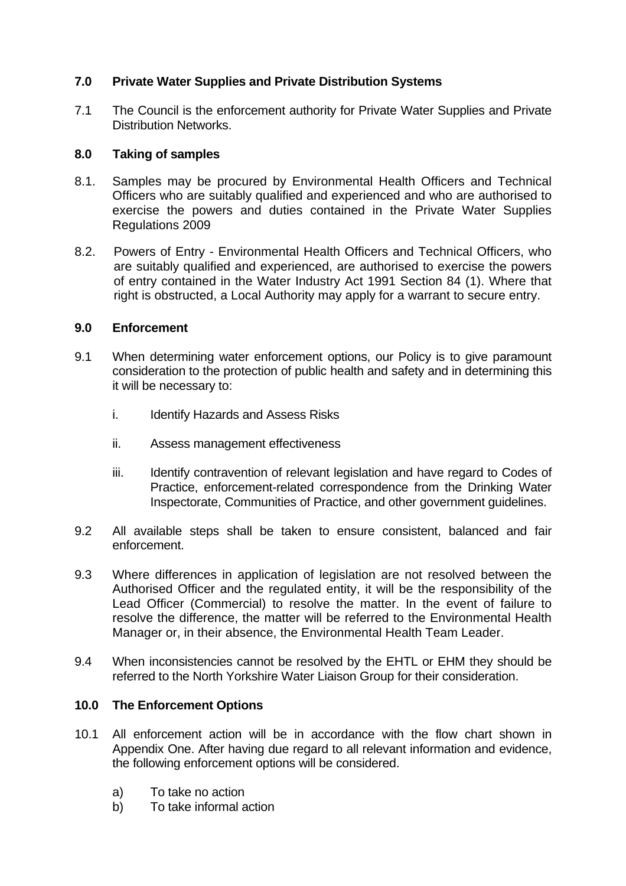## 7.0 Private Water Supplies and Private Distribution Systems

7.1 The Council is the enforcement authority for Private Water Supplies and Private Distribution Networks.

## 8.0 Taking of samples

8.1. Samples may be procured by Environmental Health Officers and Technical Officers who are suitably qualified and experienced and who are authorised to exercise the powers and duties contained in the Private Water Supplies Regulations 2009

8.2. Powers of Entry - Environmental Health Officers and Technical Officers, who are suitably qualified and experienced, are authorised to exercise the powers of entry contained in the Water Industry Act 1991 Section 84 (1). Where that right is obstructed, a Local Authority may apply for a warrant to secure entry.

## 9.0 Enforcement

9.1 When determining water enforcement options, our Policy is to give paramount consideration to the protection of public health and safety and in determining this it will be necessary to:

i. Identify Hazards and Assess Risks

ii. Assess management effectiveness

iii. Identify contravention of relevant legislation and have regard to Codes of Practice, enforcement-related correspondence from the Drinking Water Inspectorate, Communities of Practice, and other government guidelines.

9.2 All available steps shall be taken to ensure consistent, balanced and fair enforcement.

9.3 Where differences in application of legislation are not resolved between the Authorised Officer and the regulated entity, it will be the responsibility of the Lead Officer (Commercial) to resolve the matter. In the event of failure to resolve the difference, the matter will be referred to the Environmental Health Manager or, in their absence, the Environmental Health Team Leader.

9.4 When inconsistencies cannot be resolved by the EHTL or EHM they should be referred to the North Yorkshire Water Liaison Group for their consideration.

## 10.0 The Enforcement Options

10.1 All enforcement action will be in accordance with the flow chart shown in Appendix One. After having due regard to all relevant information and evidence, the following enforcement options will be considered.

a) To take no action
b) To take informal action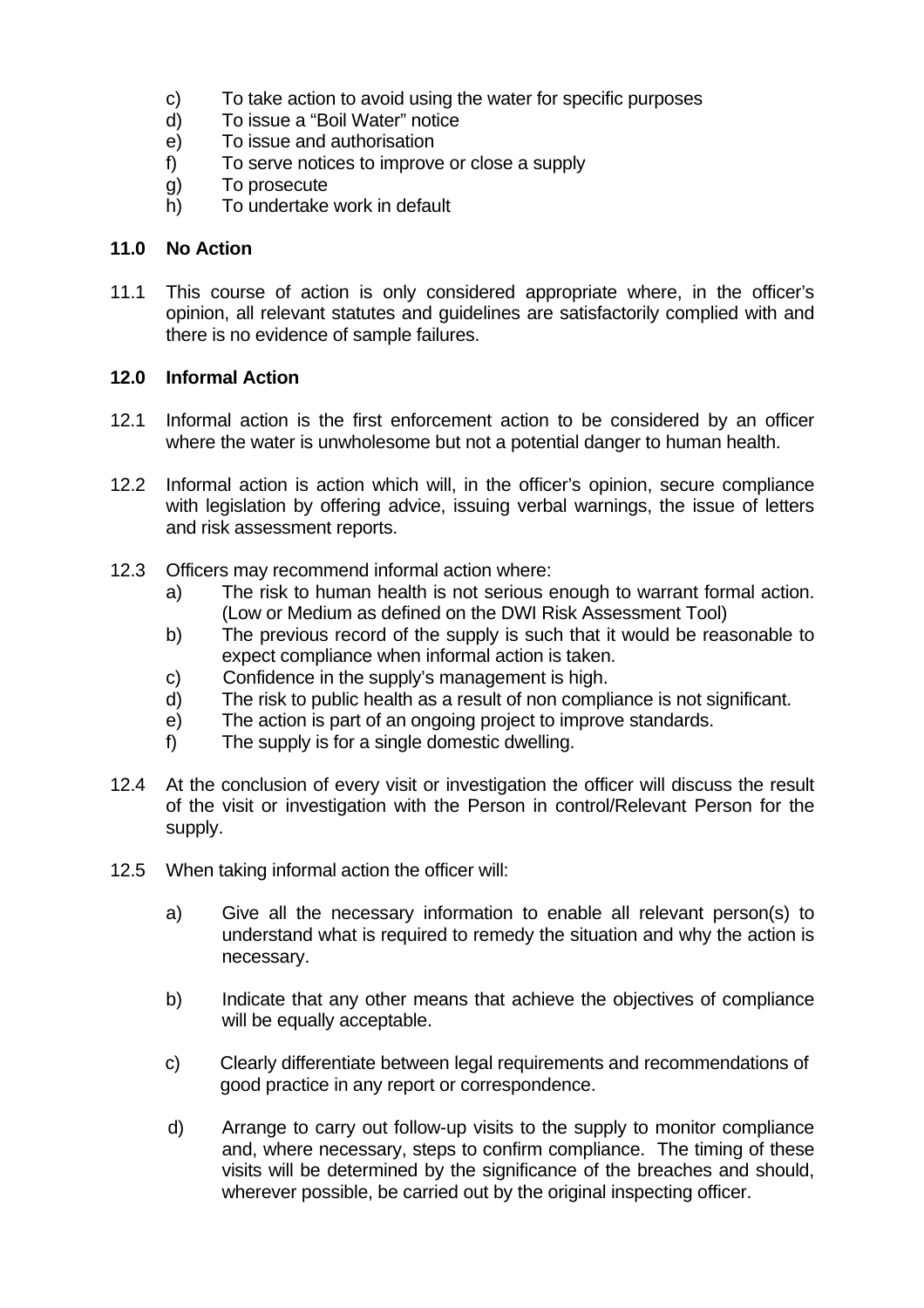c) To take action to avoid using the water for specific purposes
d) To issue a “Boil Water” notice
e) To issue and authorisation
f) To serve notices to improve or close a supply
g) To prosecute
h) To undertake work in default

## 11.0 No Action

11.1 This course of action is only considered appropriate where, in the officer’s opinion, all relevant statutes and guidelines are satisfactorily complied with and there is no evidence of sample failures.

## 12.0 Informal Action

12.1 Informal action is the first enforcement action to be considered by an officer where the water is unwholesome but not a potential danger to human health.

12.2 Informal action is action which will, in the officer’s opinion, secure compliance with legislation by offering advice, issuing verbal warnings, the issue of letters and risk assessment reports.

12.3 Officers may recommend informal action where:

a) The risk to human health is not serious enough to warrant formal action. (Low or Medium as defined on the DWI Risk Assessment Tool)
b) The previous record of the supply is such that it would be reasonable to expect compliance when informal action is taken.
c) Confidence in the supply’s management is high.
d) The risk to public health as a result of non compliance is not significant.
e) The action is part of an ongoing project to improve standards.
f) The supply is for a single domestic dwelling.

12.4 At the conclusion of every visit or investigation the officer will discuss the result of the visit or investigation with the Person in control/Relevant Person for the supply.

12.5 When taking informal action the officer will:

a) Give all the necessary information to enable all relevant person(s) to understand what is required to remedy the situation and why the action is necessary.

b) Indicate that any other means that achieve the objectives of compliance will be equally acceptable.

c) Clearly differentiate between legal requirements and recommendations of good practice in any report or correspondence.

d) Arrange to carry out follow-up visits to the supply to monitor compliance and, where necessary, steps to confirm compliance. The timing of these visits will be determined by the significance of the breaches and should, wherever possible, be carried out by the original inspecting officer.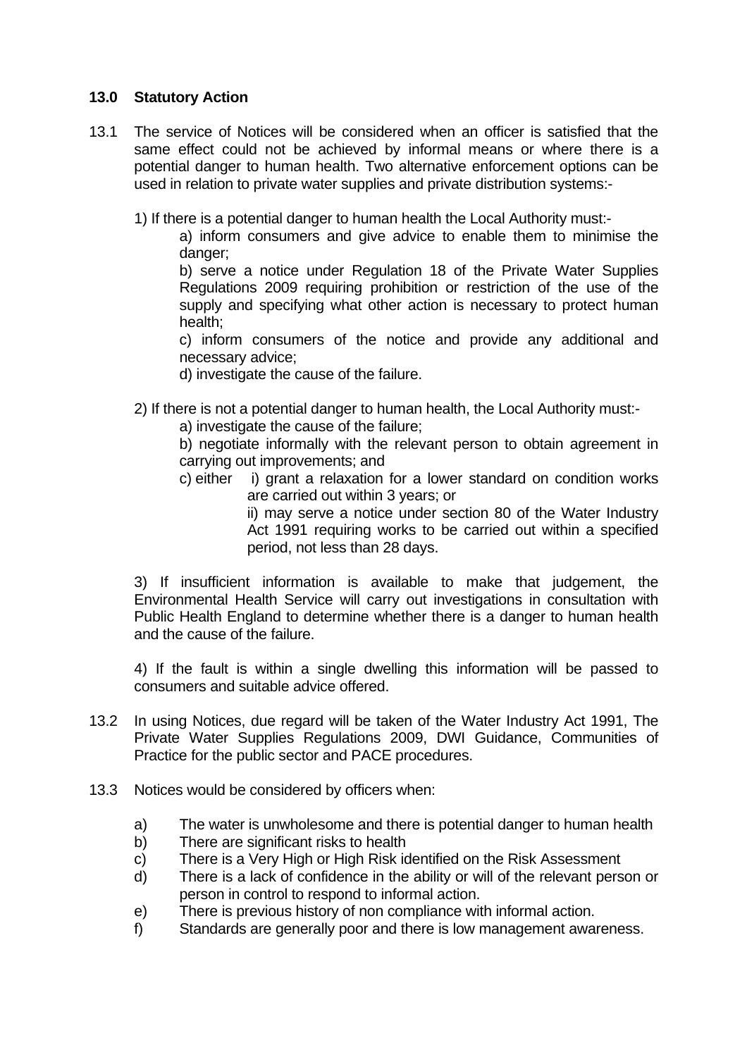## 13.0 Statutory Action

13.1 The service of Notices will be considered when an officer is satisfied that the same effect could not be achieved by informal means or where there is a potential danger to human health. Two alternative enforcement options can be used in relation to private water supplies and private distribution systems:-

1) If there is a potential danger to human health the Local Authority must:-

   a) inform consumers and give advice to enable them to minimise the danger;

   b) serve a notice under Regulation 18 of the Private Water Supplies Regulations 2009 requiring prohibition or restriction of the use of the supply and specifying what other action is necessary to protect human health;

   c) inform consumers of the notice and provide any additional and necessary advice;

   d) investigate the cause of the failure.

2) If there is not a potential danger to human health, the Local Authority must:-

   a) investigate the cause of the failure;

   b) negotiate informally with the relevant person to obtain agreement in carrying out improvements; and

   c) either i) grant a relaxation for a lower standard on condition works are carried out within 3 years; or

   ii) may serve a notice under section 80 of the Water Industry Act 1991 requiring works to be carried out within a specified period, not less than 28 days.

3) If insufficient information is available to make that judgement, the Environmental Health Service will carry out investigations in consultation with Public Health England to determine whether there is a danger to human health and the cause of the failure.

4) If the fault is within a single dwelling this information will be passed to consumers and suitable advice offered.

13.2 In using Notices, due regard will be taken of the Water Industry Act 1991, The Private Water Supplies Regulations 2009, DWI Guidance, Communities of Practice for the public sector and PACE procedures.

13.3 Notices would be considered by officers when:

a) The water is unwholesome and there is potential danger to human health
b) There are significant risks to health
c) There is a Very High or High Risk identified on the Risk Assessment
d) There is a lack of confidence in the ability or will of the relevant person or person in control to respond to informal action.
e) There is previous history of non compliance with informal action.
f) Standards are generally poor and there is low management awareness.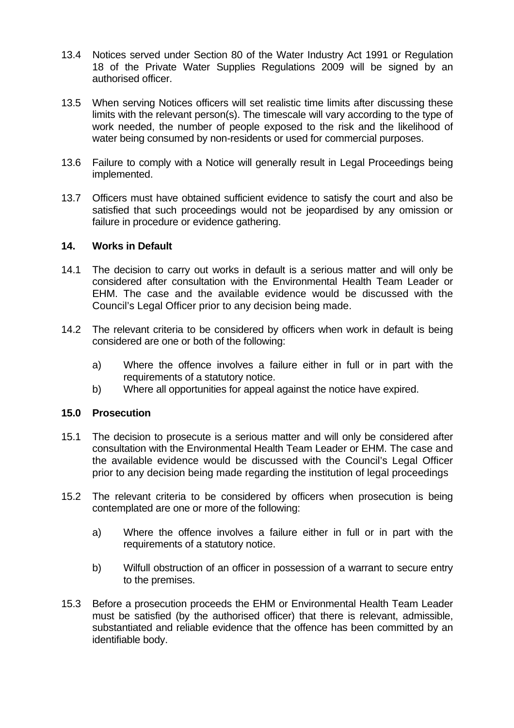13.4 Notices served under Section 80 of the Water Industry Act 1991 or Regulation 18 of the Private Water Supplies Regulations 2009 will be signed by an authorised officer.

13.5 When serving Notices officers will set realistic time limits after discussing these limits with the relevant person(s). The timescale will vary according to the type of work needed, the number of people exposed to the risk and the likelihood of water being consumed by non-residents or used for commercial purposes.

13.6 Failure to comply with a Notice will generally result in Legal Proceedings being implemented.

13.7 Officers must have obtained sufficient evidence to satisfy the court and also be satisfied that such proceedings would not be jeopardised by any omission or failure in procedure or evidence gathering.

## 14. Works in Default

14.1 The decision to carry out works in default is a serious matter and will only be considered after consultation with the Environmental Health Team Leader or EHM. The case and the available evidence would be discussed with the Council's Legal Officer prior to any decision being made.

14.2 The relevant criteria to be considered by officers when work in default is being considered are one or both of the following:

a) Where the offence involves a failure either in full or in part with the requirements of a statutory notice.
b) Where all opportunities for appeal against the notice have expired.

## 15.0 Prosecution

15.1 The decision to prosecute is a serious matter and will only be considered after consultation with the Environmental Health Team Leader or EHM. The case and the available evidence would be discussed with the Council's Legal Officer prior to any decision being made regarding the institution of legal proceedings

15.2 The relevant criteria to be considered by officers when prosecution is being contemplated are one or more of the following:

a) Where the offence involves a failure either in full or in part with the requirements of a statutory notice.

b) Wilfull obstruction of an officer in possession of a warrant to secure entry to the premises.

15.3 Before a prosecution proceeds the EHM or Environmental Health Team Leader must be satisfied (by the authorised officer) that there is relevant, admissible, substantiated and reliable evidence that the offence has been committed by an identifiable body.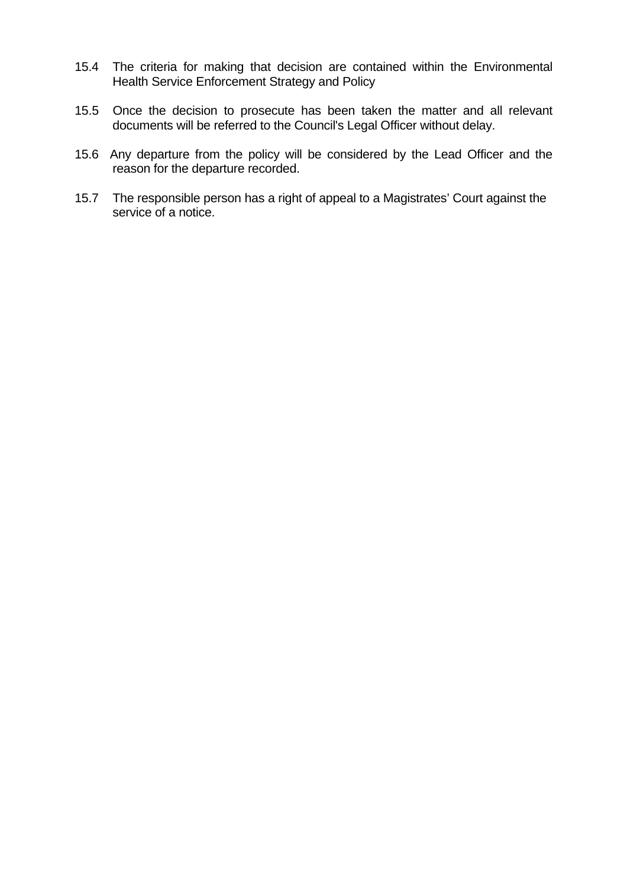15.4 The criteria for making that decision are contained within the Environmental Health Service Enforcement Strategy and Policy

15.5 Once the decision to prosecute has been taken the matter and all relevant documents will be referred to the Council's Legal Officer without delay.

15.6 Any departure from the policy will be considered by the Lead Officer and the reason for the departure recorded.

15.7 The responsible person has a right of appeal to a Magistrates' Court against the service of a notice.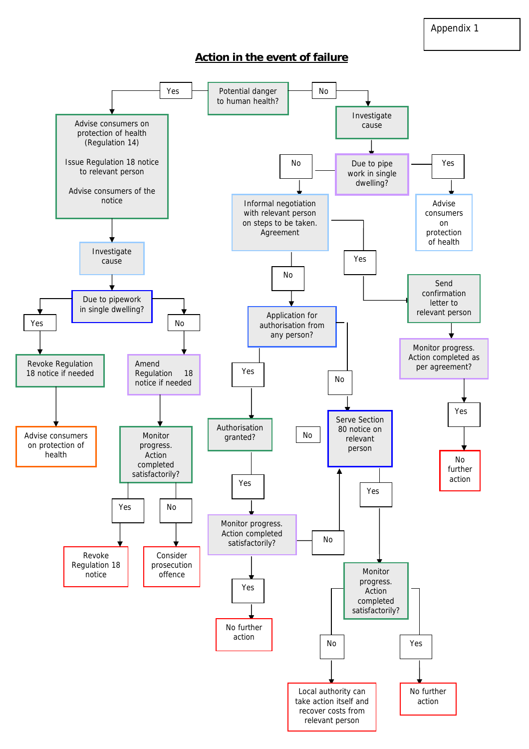Appendix 1

# Action in the event of failure

Potential danger to human health?

Yes

Advise consumers on protection of health (Regulation 14)

Issue Regulation 18 notice to relevant person

Advise consumers of the notice

Investigate cause

Due to pipework in single dwelling?

Yes

Revoke Regulation 18 notice if needed

Advise consumers on protection of health

No

Amend Regulation 18 notice if needed

Monitor progress. Action completed satisfactorily?

Yes

Revoke Regulation 18 notice

No

Consider prosecution offence

No

Investigate cause

Due to pipe work in single dwelling?

Yes

Advise consumers on protection of health

No

Informal negotiation with relevant person on steps to be taken. Agreement

Yes

Send confirmation letter to relevant person

Monitor progress. Action completed as per agreement?

Yes

No further action

No

Application for authorisation from any person?

Yes

Authorisation granted?

Yes

Monitor progress. Action completed satisfactorily?

Yes

No further action

No

No

Serve Section 80 notice on relevant person

Yes

Monitor progress. Action completed satisfactorily?

No

Local authority can take action itself and recover costs from relevant person

Yes

No further action